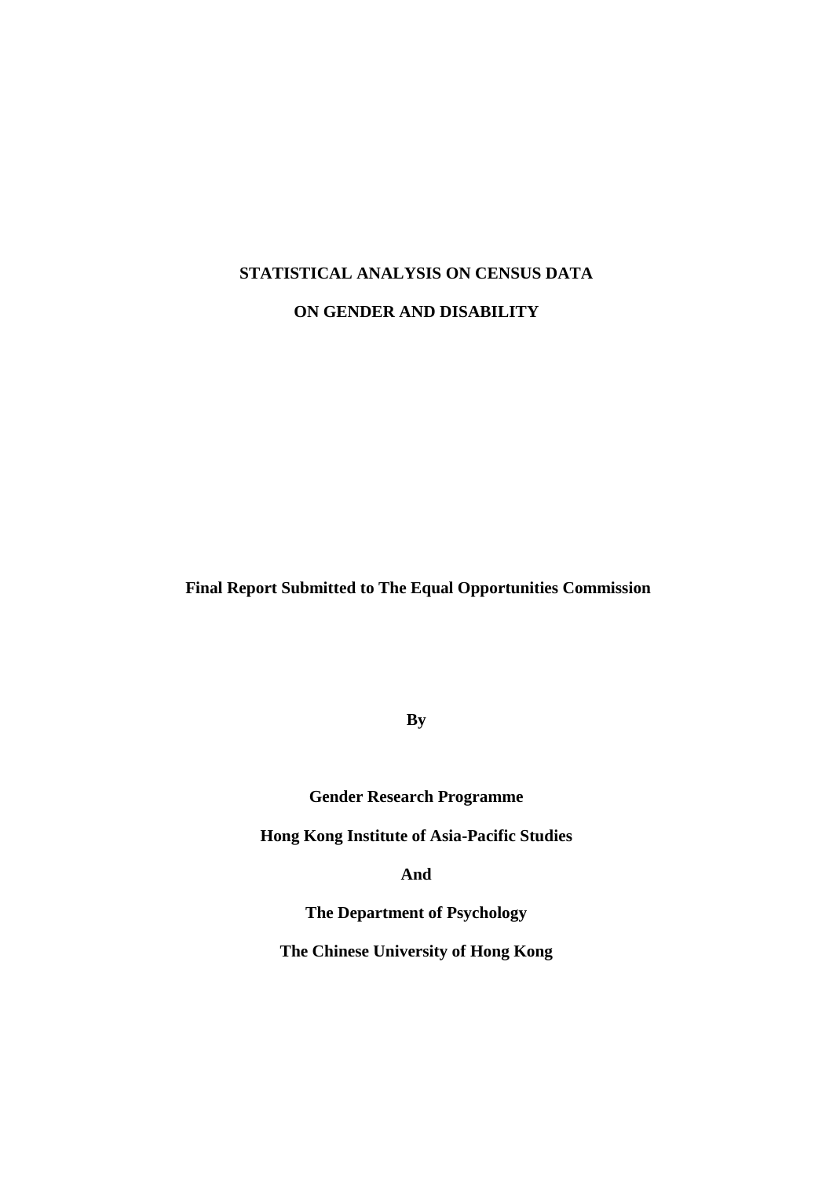# STATISTICAL ANALYSIS ON CENSUS DATA

# ON GENDER AND DISABILITY

**Final Report Submitted to The Equal Opportunities Commission**

**By**

**Gender Research Programme**

**Hong Kong Institute of Asia-Pacific Studies**

**And**

**The Department of Psychology**

**The Chinese University of Hong Kong**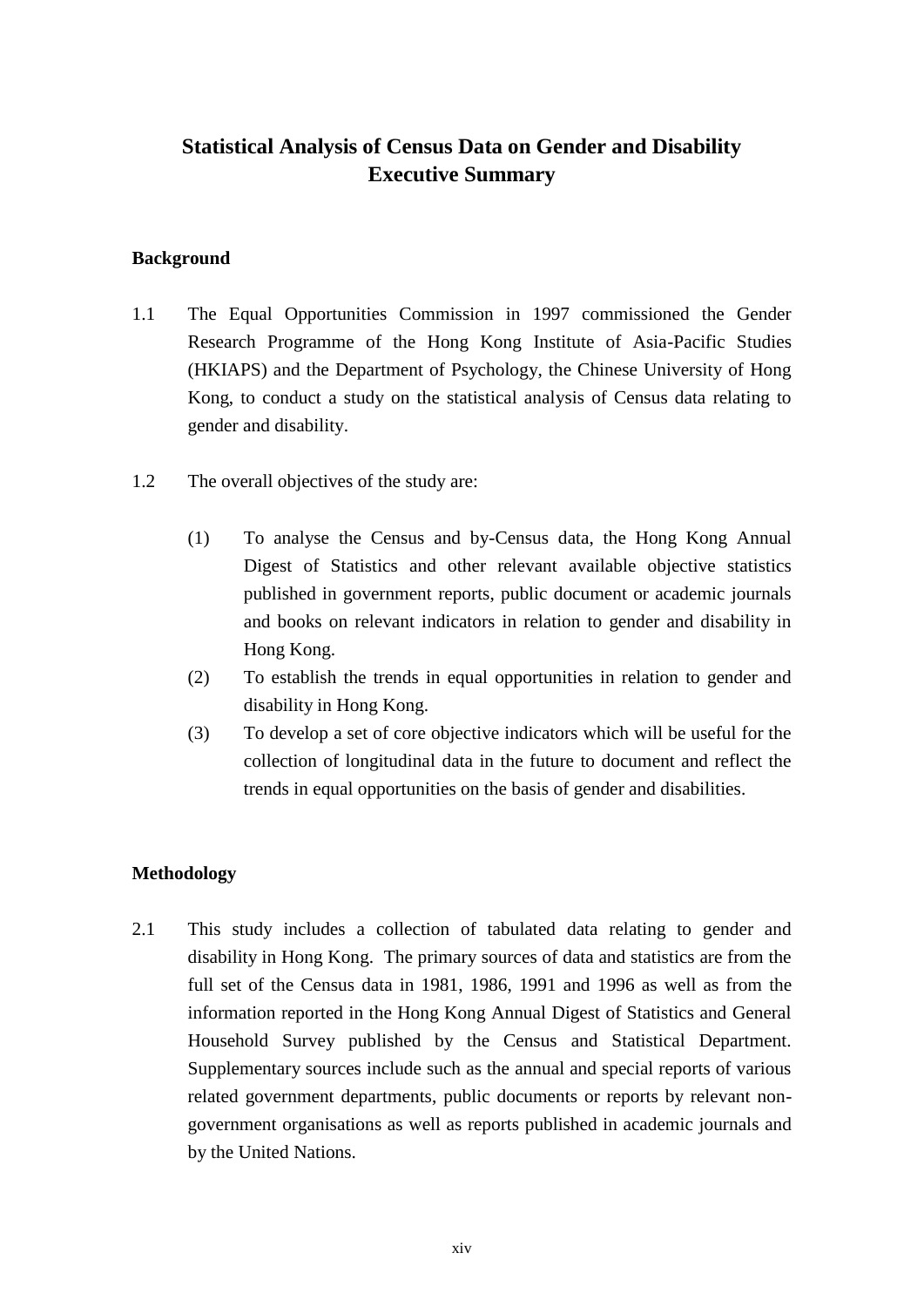# Statistical Analysis of Census Data on Gender and Disability
# Executive Summary

## Background

1.1 The Equal Opportunities Commission in 1997 commissioned the Gender Research Programme of the Hong Kong Institute of Asia-Pacific Studies (HKIAPS) and the Department of Psychology, the Chinese University of Hong Kong, to conduct a study on the statistical analysis of Census data relating to gender and disability.

1.2 The overall objectives of the study are:

(1) To analyse the Census and by-Census data, the Hong Kong Annual Digest of Statistics and other relevant available objective statistics published in government reports, public document or academic journals and books on relevant indicators in relation to gender and disability in Hong Kong.

(2) To establish the trends in equal opportunities in relation to gender and disability in Hong Kong.

(3) To develop a set of core objective indicators which will be useful for the collection of longitudinal data in the future to document and reflect the trends in equal opportunities on the basis of gender and disabilities.

## Methodology

2.1 This study includes a collection of tabulated data relating to gender and disability in Hong Kong. The primary sources of data and statistics are from the full set of the Census data in 1981, 1986, 1991 and 1996 as well as from the information reported in the Hong Kong Annual Digest of Statistics and General Household Survey published by the Census and Statistical Department. Supplementary sources include such as the annual and special reports of various related government departments, public documents or reports by relevant non-government organisations as well as reports published in academic journals and by the United Nations.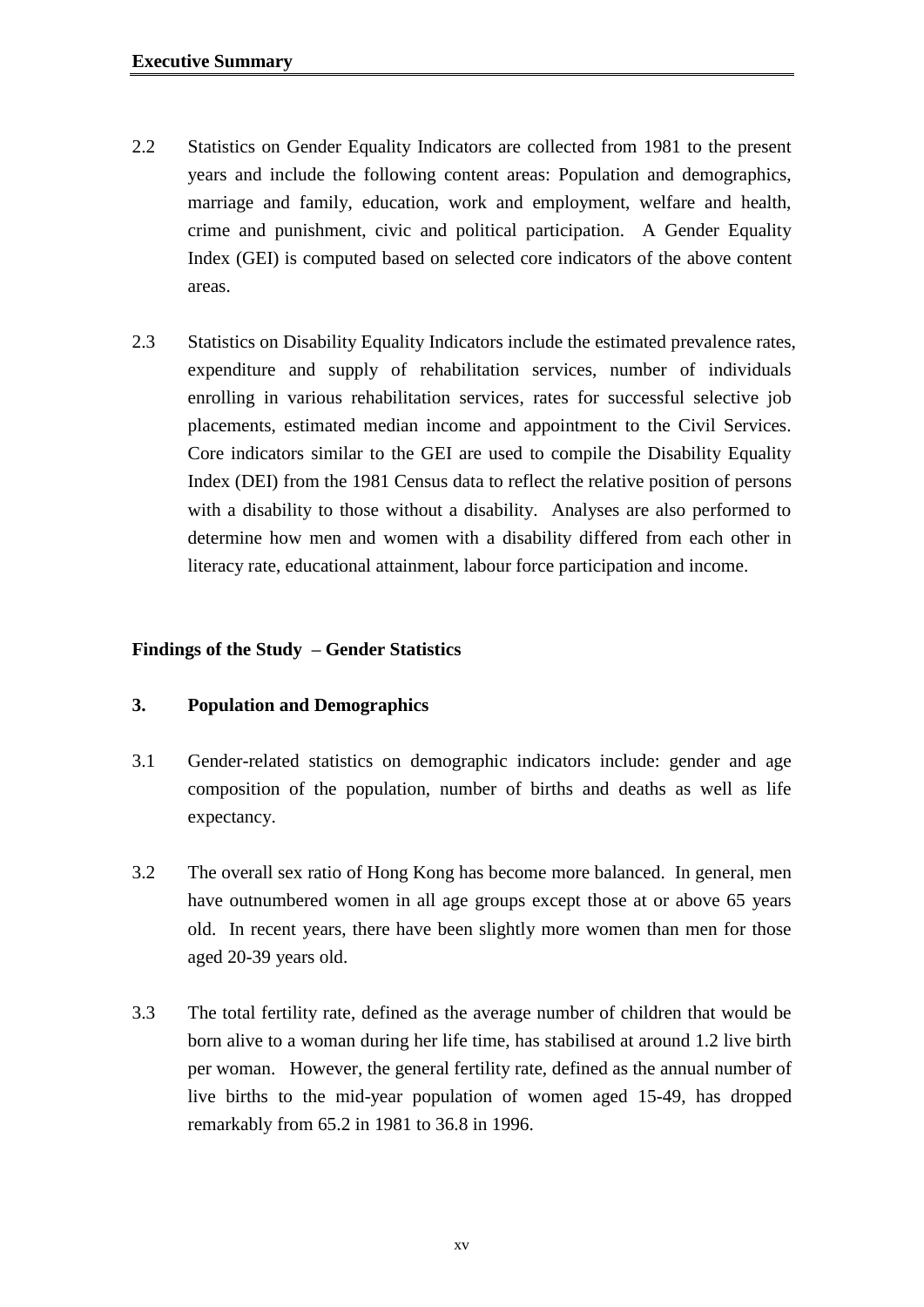2.2 Statistics on Gender Equality Indicators are collected from 1981 to the present years and include the following content areas: Population and demographics, marriage and family, education, work and employment, welfare and health, crime and punishment, civic and political participation. A Gender Equality Index (GEI) is computed based on selected core indicators of the above content areas.

2.3 Statistics on Disability Equality Indicators include the estimated prevalence rates, expenditure and supply of rehabilitation services, number of individuals enrolling in various rehabilitation services, rates for successful selective job placements, estimated median income and appointment to the Civil Services. Core indicators similar to the GEI are used to compile the Disability Equality Index (DEI) from the 1981 Census data to reflect the relative position of persons with a disability to those without a disability. Analyses are also performed to determine how men and women with a disability differed from each other in literacy rate, educational attainment, labour force participation and income.

## Findings of the Study – Gender Statistics

### 3. Population and Demographics

3.1 Gender-related statistics on demographic indicators include: gender and age composition of the population, number of births and deaths as well as life expectancy.

3.2 The overall sex ratio of Hong Kong has become more balanced. In general, men have outnumbered women in all age groups except those at or above 65 years old. In recent years, there have been slightly more women than men for those aged 20-39 years old.

3.3 The total fertility rate, defined as the average number of children that would be born alive to a woman during her life time, has stabilised at around 1.2 live birth per woman. However, the general fertility rate, defined as the annual number of live births to the mid-year population of women aged 15-49, has dropped remarkably from 65.2 in 1981 to 36.8 in 1996.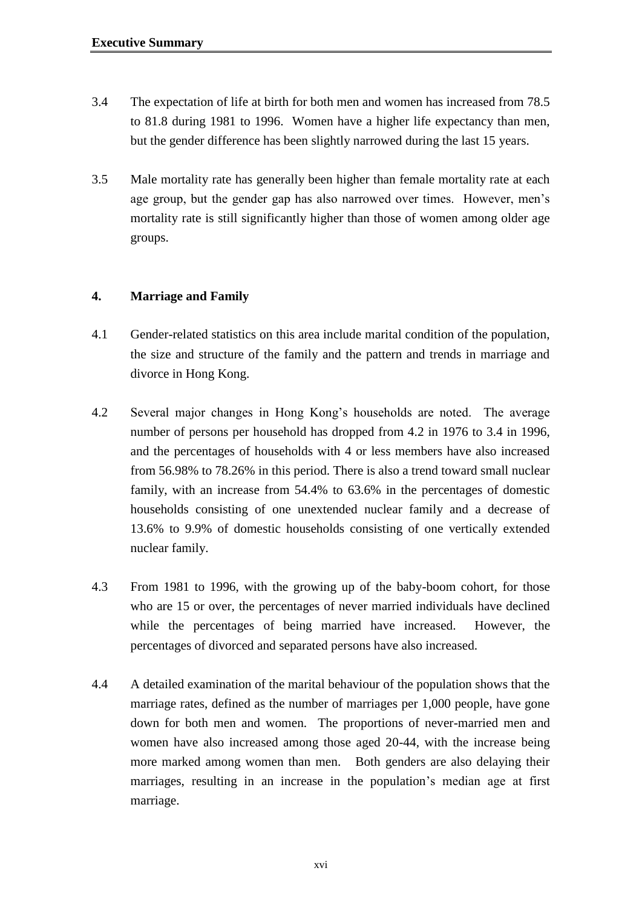3.4 The expectation of life at birth for both men and women has increased from 78.5 to 81.8 during 1981 to 1996. Women have a higher life expectancy than men, but the gender difference has been slightly narrowed during the last 15 years.

3.5 Male mortality rate has generally been higher than female mortality rate at each age group, but the gender gap has also narrowed over times. However, men's mortality rate is still significantly higher than those of women among older age groups.

## 4. Marriage and Family

4.1 Gender-related statistics on this area include marital condition of the population, the size and structure of the family and the pattern and trends in marriage and divorce in Hong Kong.

4.2 Several major changes in Hong Kong's households are noted. The average number of persons per household has dropped from 4.2 in 1976 to 3.4 in 1996, and the percentages of households with 4 or less members have also increased from 56.98% to 78.26% in this period. There is also a trend toward small nuclear family, with an increase from 54.4% to 63.6% in the percentages of domestic households consisting of one unextended nuclear family and a decrease of 13.6% to 9.9% of domestic households consisting of one vertically extended nuclear family.

4.3 From 1981 to 1996, with the growing up of the baby-boom cohort, for those who are 15 or over, the percentages of never married individuals have declined while the percentages of being married have increased. However, the percentages of divorced and separated persons have also increased.

4.4 A detailed examination of the marital behaviour of the population shows that the marriage rates, defined as the number of marriages per 1,000 people, have gone down for both men and women. The proportions of never-married men and women have also increased among those aged 20-44, with the increase being more marked among women than men. Both genders are also delaying their marriages, resulting in an increase in the population's median age at first marriage.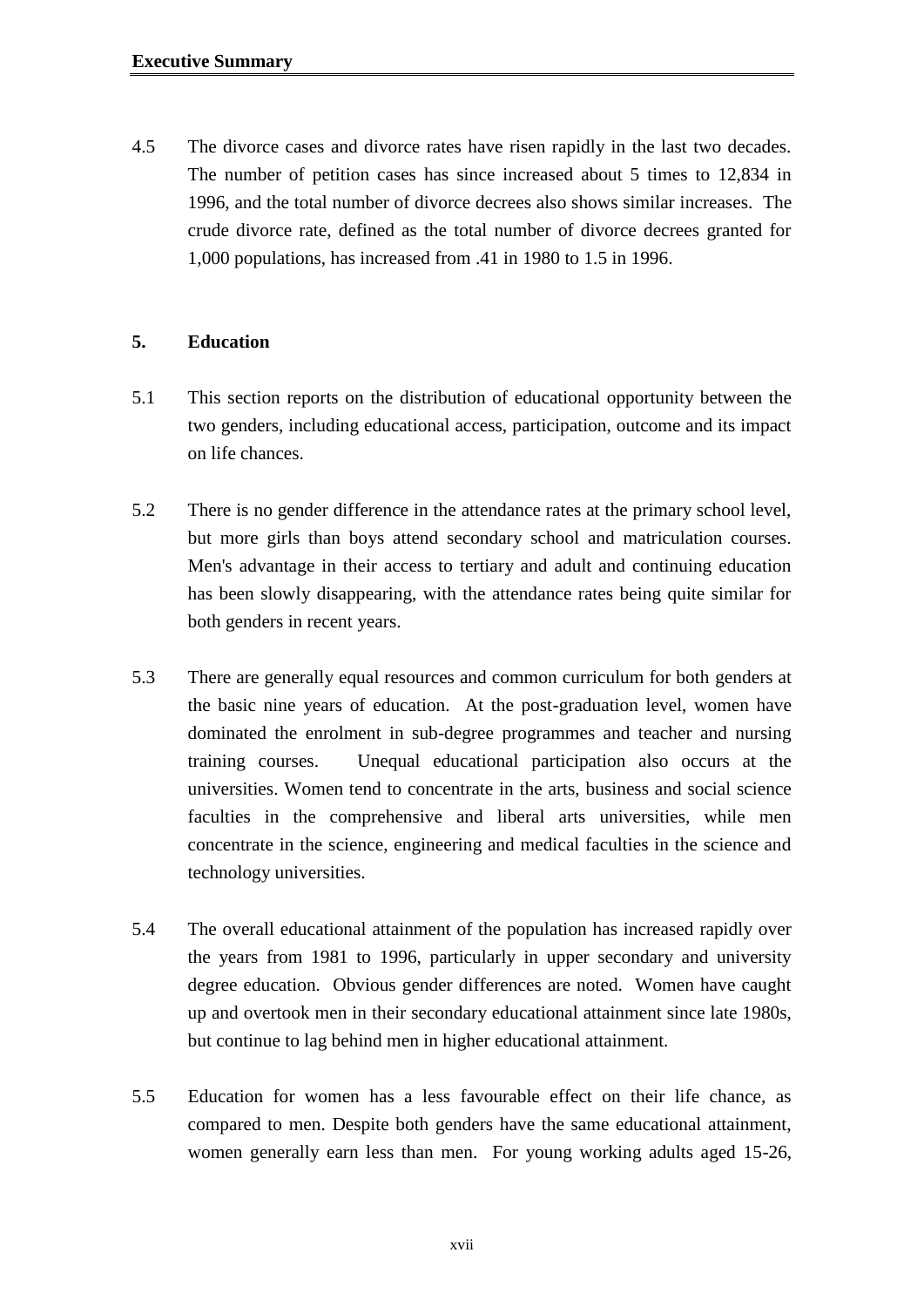4.5 The divorce cases and divorce rates have risen rapidly in the last two decades. The number of petition cases has since increased about 5 times to 12,834 in 1996, and the total number of divorce decrees also shows similar increases. The crude divorce rate, defined as the total number of divorce decrees granted for 1,000 populations, has increased from .41 in 1980 to 1.5 in 1996.

## 5. Education

5.1 This section reports on the distribution of educational opportunity between the two genders, including educational access, participation, outcome and its impact on life chances.

5.2 There is no gender difference in the attendance rates at the primary school level, but more girls than boys attend secondary school and matriculation courses. Men's advantage in their access to tertiary and adult and continuing education has been slowly disappearing, with the attendance rates being quite similar for both genders in recent years.

5.3 There are generally equal resources and common curriculum for both genders at the basic nine years of education. At the post-graduation level, women have dominated the enrolment in sub-degree programmes and teacher and nursing training courses. Unequal educational participation also occurs at the universities. Women tend to concentrate in the arts, business and social science faculties in the comprehensive and liberal arts universities, while men concentrate in the science, engineering and medical faculties in the science and technology universities.

5.4 The overall educational attainment of the population has increased rapidly over the years from 1981 to 1996, particularly in upper secondary and university degree education. Obvious gender differences are noted. Women have caught up and overtook men in their secondary educational attainment since late 1980s, but continue to lag behind men in higher educational attainment.

5.5 Education for women has a less favourable effect on their life chance, as compared to men. Despite both genders have the same educational attainment, women generally earn less than men. For young working adults aged 15-26,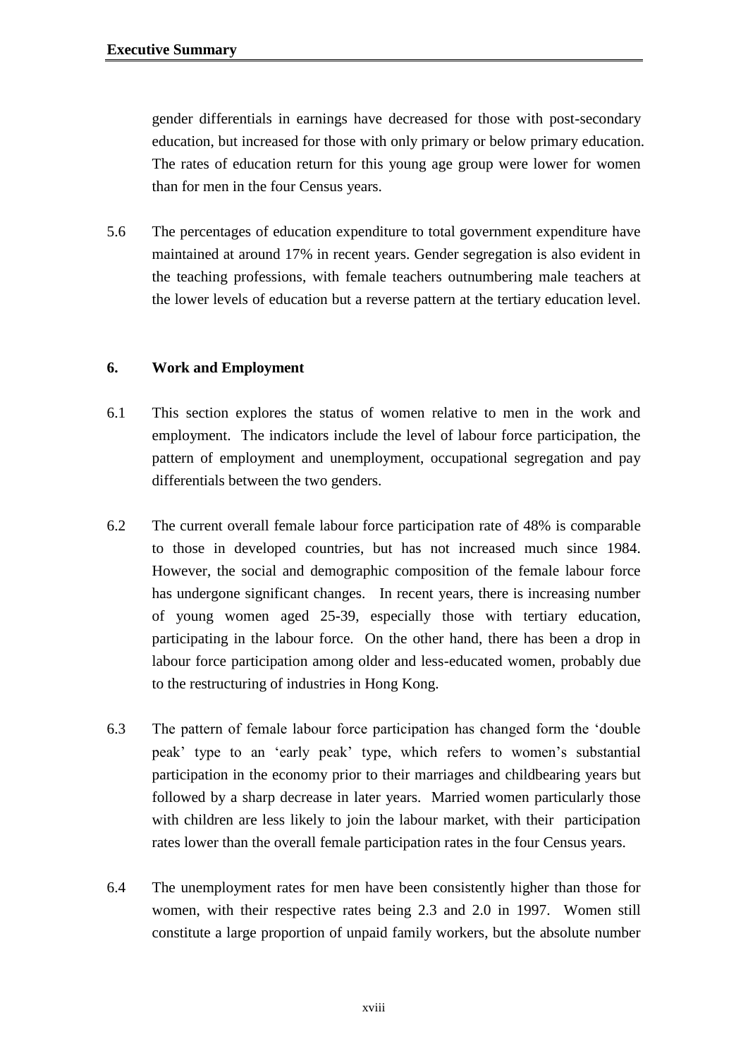gender differentials in earnings have decreased for those with post-secondary education, but increased for those with only primary or below primary education. The rates of education return for this young age group were lower for women than for men in the four Census years.

5.6 The percentages of education expenditure to total government expenditure have maintained at around 17% in recent years. Gender segregation is also evident in the teaching professions, with female teachers outnumbering male teachers at the lower levels of education but a reverse pattern at the tertiary education level.

## 6. Work and Employment

6.1 This section explores the status of women relative to men in the work and employment. The indicators include the level of labour force participation, the pattern of employment and unemployment, occupational segregation and pay differentials between the two genders.

6.2 The current overall female labour force participation rate of 48% is comparable to those in developed countries, but has not increased much since 1984. However, the social and demographic composition of the female labour force has undergone significant changes. In recent years, there is increasing number of young women aged 25-39, especially those with tertiary education, participating in the labour force. On the other hand, there has been a drop in labour force participation among older and less-educated women, probably due to the restructuring of industries in Hong Kong.

6.3 The pattern of female labour force participation has changed form the 'double peak' type to an 'early peak' type, which refers to women's substantial participation in the economy prior to their marriages and childbearing years but followed by a sharp decrease in later years. Married women particularly those with children are less likely to join the labour market, with their participation rates lower than the overall female participation rates in the four Census years.

6.4 The unemployment rates for men have been consistently higher than those for women, with their respective rates being 2.3 and 2.0 in 1997. Women still constitute a large proportion of unpaid family workers, but the absolute number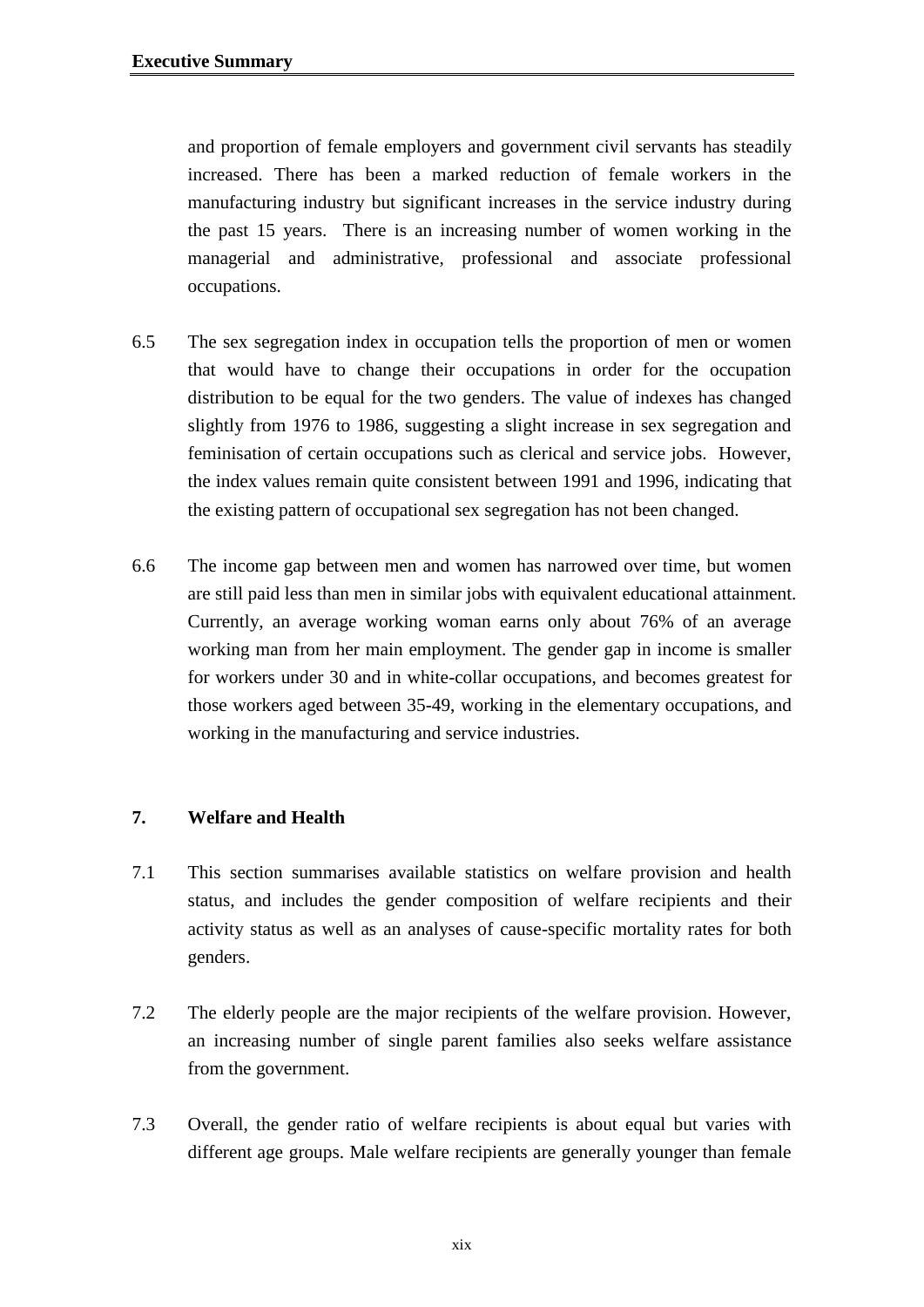and proportion of female employers and government civil servants has steadily increased. There has been a marked reduction of female workers in the manufacturing industry but significant increases in the service industry during the past 15 years. There is an increasing number of women working in the managerial and administrative, professional and associate professional occupations.

6.5 The sex segregation index in occupation tells the proportion of men or women that would have to change their occupations in order for the occupation distribution to be equal for the two genders. The value of indexes has changed slightly from 1976 to 1986, suggesting a slight increase in sex segregation and feminisation of certain occupations such as clerical and service jobs. However, the index values remain quite consistent between 1991 and 1996, indicating that the existing pattern of occupational sex segregation has not been changed.

6.6 The income gap between men and women has narrowed over time, but women are still paid less than men in similar jobs with equivalent educational attainment. Currently, an average working woman earns only about 76% of an average working man from her main employment. The gender gap in income is smaller for workers under 30 and in white-collar occupations, and becomes greatest for those workers aged between 35-49, working in the elementary occupations, and working in the manufacturing and service industries.

## 7. Welfare and Health

7.1 This section summarises available statistics on welfare provision and health status, and includes the gender composition of welfare recipients and their activity status as well as an analyses of cause-specific mortality rates for both genders.

7.2 The elderly people are the major recipients of the welfare provision. However, an increasing number of single parent families also seeks welfare assistance from the government.

7.3 Overall, the gender ratio of welfare recipients is about equal but varies with different age groups. Male welfare recipients are generally younger than female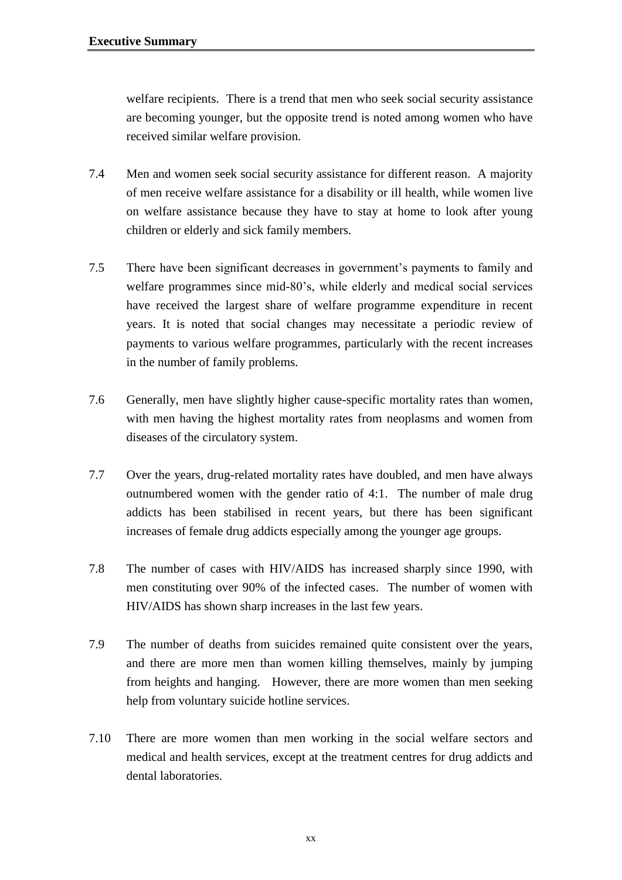welfare recipients. There is a trend that men who seek social security assistance are becoming younger, but the opposite trend is noted among women who have received similar welfare provision.

7.4 Men and women seek social security assistance for different reason. A majority of men receive welfare assistance for a disability or ill health, while women live on welfare assistance because they have to stay at home to look after young children or elderly and sick family members.

7.5 There have been significant decreases in government's payments to family and welfare programmes since mid-80's, while elderly and medical social services have received the largest share of welfare programme expenditure in recent years. It is noted that social changes may necessitate a periodic review of payments to various welfare programmes, particularly with the recent increases in the number of family problems.

7.6 Generally, men have slightly higher cause-specific mortality rates than women, with men having the highest mortality rates from neoplasms and women from diseases of the circulatory system.

7.7 Over the years, drug-related mortality rates have doubled, and men have always outnumbered women with the gender ratio of 4:1. The number of male drug addicts has been stabilised in recent years, but there has been significant increases of female drug addicts especially among the younger age groups.

7.8 The number of cases with HIV/AIDS has increased sharply since 1990, with men constituting over 90% of the infected cases. The number of women with HIV/AIDS has shown sharp increases in the last few years.

7.9 The number of deaths from suicides remained quite consistent over the years, and there are more men than women killing themselves, mainly by jumping from heights and hanging. However, there are more women than men seeking help from voluntary suicide hotline services.

7.10 There are more women than men working in the social welfare sectors and medical and health services, except at the treatment centres for drug addicts and dental laboratories.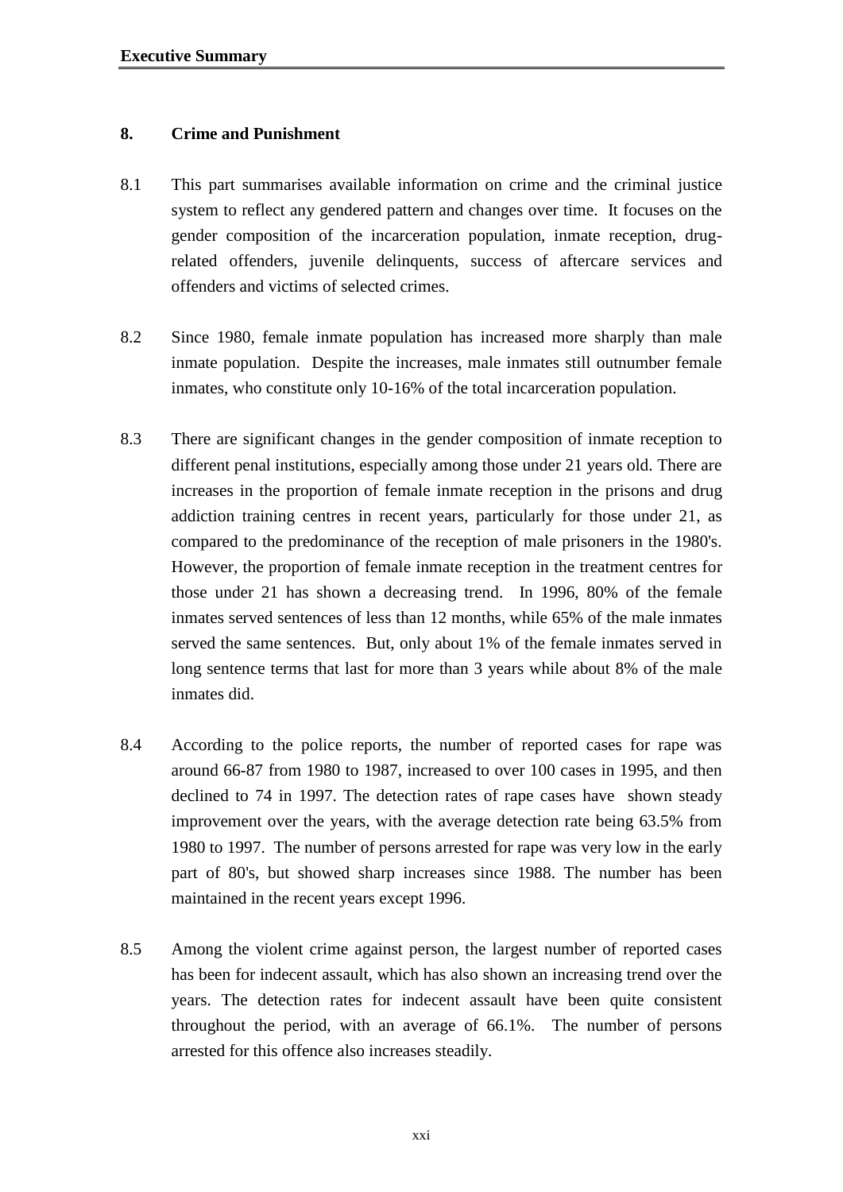## 8. Crime and Punishment

8.1 This part summarises available information on crime and the criminal justice system to reflect any gendered pattern and changes over time. It focuses on the gender composition of the incarceration population, inmate reception, drug-related offenders, juvenile delinquents, success of aftercare services and offenders and victims of selected crimes.

8.2 Since 1980, female inmate population has increased more sharply than male inmate population. Despite the increases, male inmates still outnumber female inmates, who constitute only 10-16% of the total incarceration population.

8.3 There are significant changes in the gender composition of inmate reception to different penal institutions, especially among those under 21 years old. There are increases in the proportion of female inmate reception in the prisons and drug addiction training centres in recent years, particularly for those under 21, as compared to the predominance of the reception of male prisoners in the 1980's. However, the proportion of female inmate reception in the treatment centres for those under 21 has shown a decreasing trend. In 1996, 80% of the female inmates served sentences of less than 12 months, while 65% of the male inmates served the same sentences. But, only about 1% of the female inmates served in long sentence terms that last for more than 3 years while about 8% of the male inmates did.

8.4 According to the police reports, the number of reported cases for rape was around 66-87 from 1980 to 1987, increased to over 100 cases in 1995, and then declined to 74 in 1997. The detection rates of rape cases have shown steady improvement over the years, with the average detection rate being 63.5% from 1980 to 1997. The number of persons arrested for rape was very low in the early part of 80's, but showed sharp increases since 1988. The number has been maintained in the recent years except 1996.

8.5 Among the violent crime against person, the largest number of reported cases has been for indecent assault, which has also shown an increasing trend over the years. The detection rates for indecent assault have been quite consistent throughout the period, with an average of 66.1%. The number of persons arrested for this offence also increases steadily.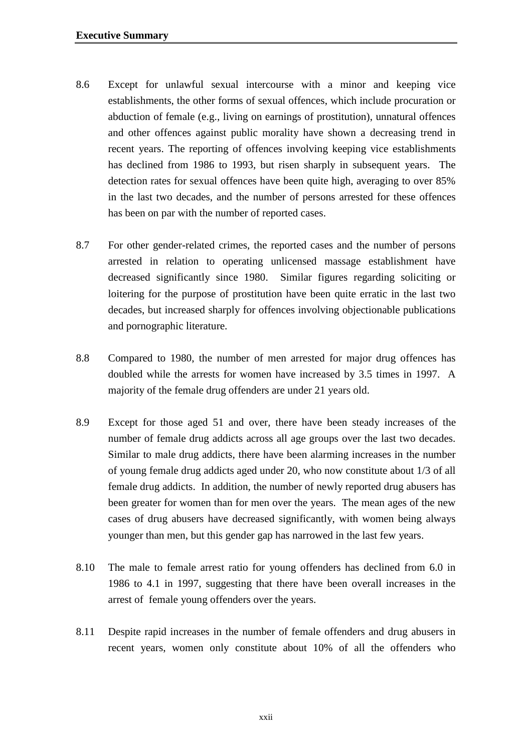8.6 Except for unlawful sexual intercourse with a minor and keeping vice establishments, the other forms of sexual offences, which include procuration or abduction of female (e.g., living on earnings of prostitution), unnatural offences and other offences against public morality have shown a decreasing trend in recent years. The reporting of offences involving keeping vice establishments has declined from 1986 to 1993, but risen sharply in subsequent years. The detection rates for sexual offences have been quite high, averaging to over 85% in the last two decades, and the number of persons arrested for these offences has been on par with the number of reported cases.

8.7 For other gender-related crimes, the reported cases and the number of persons arrested in relation to operating unlicensed massage establishment have decreased significantly since 1980. Similar figures regarding soliciting or loitering for the purpose of prostitution have been quite erratic in the last two decades, but increased sharply for offences involving objectionable publications and pornographic literature.

8.8 Compared to 1980, the number of men arrested for major drug offences has doubled while the arrests for women have increased by 3.5 times in 1997. A majority of the female drug offenders are under 21 years old.

8.9 Except for those aged 51 and over, there have been steady increases of the number of female drug addicts across all age groups over the last two decades. Similar to male drug addicts, there have been alarming increases in the number of young female drug addicts aged under 20, who now constitute about 1/3 of all female drug addicts. In addition, the number of newly reported drug abusers has been greater for women than for men over the years. The mean ages of the new cases of drug abusers have decreased significantly, with women being always younger than men, but this gender gap has narrowed in the last few years.

8.10 The male to female arrest ratio for young offenders has declined from 6.0 in 1986 to 4.1 in 1997, suggesting that there have been overall increases in the arrest of female young offenders over the years.

8.11 Despite rapid increases in the number of female offenders and drug abusers in recent years, women only constitute about 10% of all the offenders who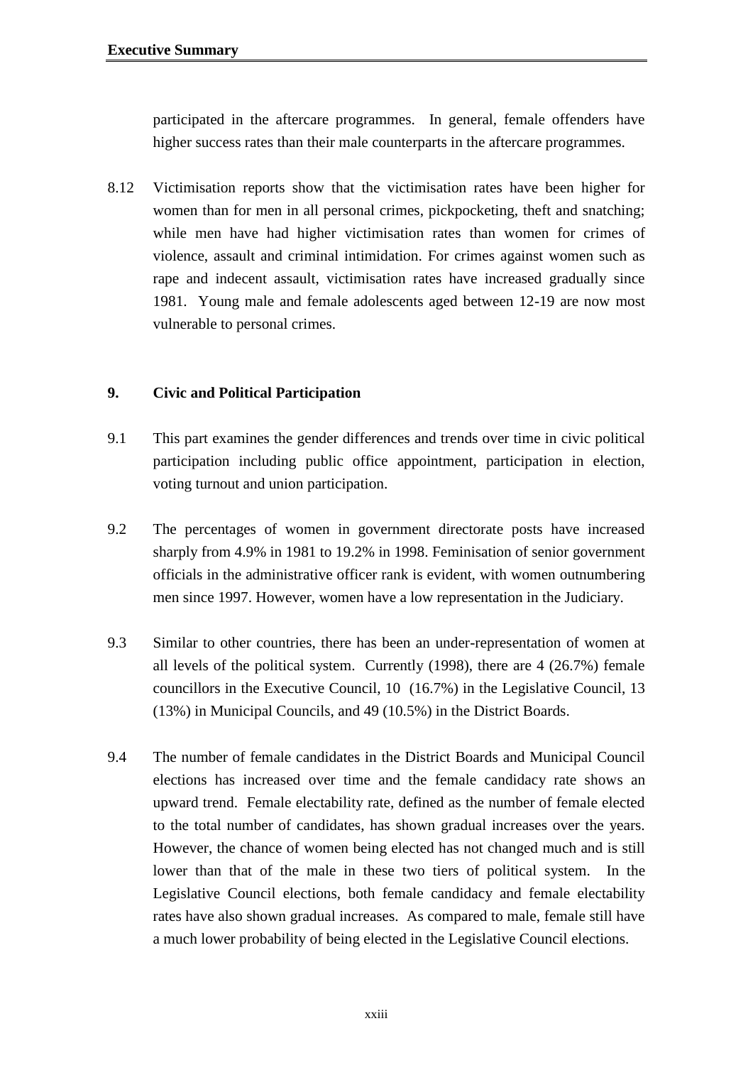participated in the aftercare programmes. In general, female offenders have higher success rates than their male counterparts in the aftercare programmes.

8.12 Victimisation reports show that the victimisation rates have been higher for women than for men in all personal crimes, pickpocketing, theft and snatching; while men have had higher victimisation rates than women for crimes of violence, assault and criminal intimidation. For crimes against women such as rape and indecent assault, victimisation rates have increased gradually since 1981. Young male and female adolescents aged between 12-19 are now most vulnerable to personal crimes.

## 9. Civic and Political Participation

9.1 This part examines the gender differences and trends over time in civic political participation including public office appointment, participation in election, voting turnout and union participation.

9.2 The percentages of women in government directorate posts have increased sharply from 4.9% in 1981 to 19.2% in 1998. Feminisation of senior government officials in the administrative officer rank is evident, with women outnumbering men since 1997. However, women have a low representation in the Judiciary.

9.3 Similar to other countries, there has been an under-representation of women at all levels of the political system. Currently (1998), there are 4 (26.7%) female councillors in the Executive Council, 10 (16.7%) in the Legislative Council, 13 (13%) in Municipal Councils, and 49 (10.5%) in the District Boards.

9.4 The number of female candidates in the District Boards and Municipal Council elections has increased over time and the female candidacy rate shows an upward trend. Female electability rate, defined as the number of female elected to the total number of candidates, has shown gradual increases over the years. However, the chance of women being elected has not changed much and is still lower than that of the male in these two tiers of political system. In the Legislative Council elections, both female candidacy and female electability rates have also shown gradual increases. As compared to male, female still have a much lower probability of being elected in the Legislative Council elections.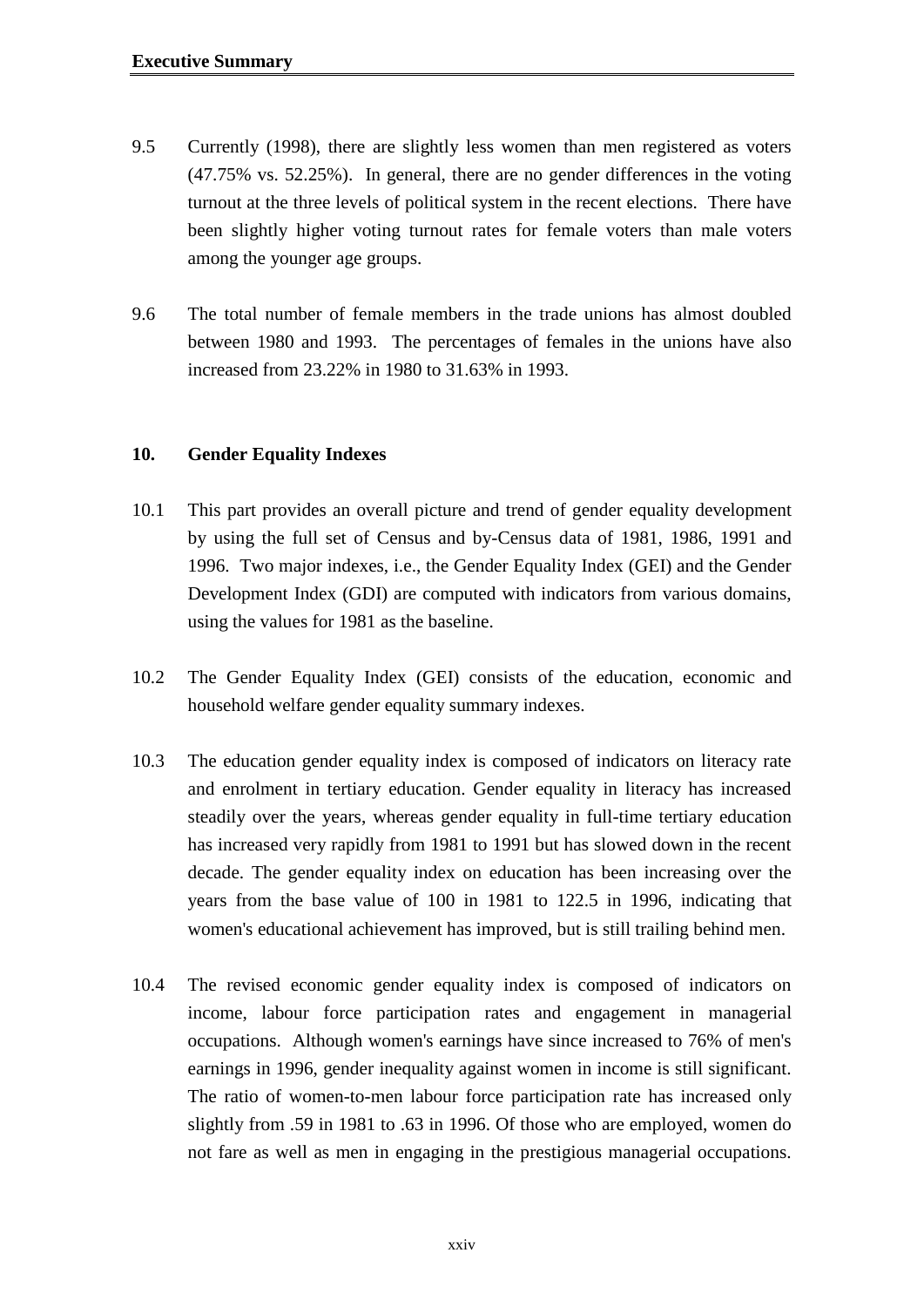9.5 Currently (1998), there are slightly less women than men registered as voters (47.75% vs. 52.25%). In general, there are no gender differences in the voting turnout at the three levels of political system in the recent elections. There have been slightly higher voting turnout rates for female voters than male voters among the younger age groups.

9.6 The total number of female members in the trade unions has almost doubled between 1980 and 1993. The percentages of females in the unions have also increased from 23.22% in 1980 to 31.63% in 1993.

## 10. Gender Equality Indexes

10.1 This part provides an overall picture and trend of gender equality development by using the full set of Census and by-Census data of 1981, 1986, 1991 and 1996. Two major indexes, i.e., the Gender Equality Index (GEI) and the Gender Development Index (GDI) are computed with indicators from various domains, using the values for 1981 as the baseline.

10.2 The Gender Equality Index (GEI) consists of the education, economic and household welfare gender equality summary indexes.

10.3 The education gender equality index is composed of indicators on literacy rate and enrolment in tertiary education. Gender equality in literacy has increased steadily over the years, whereas gender equality in full-time tertiary education has increased very rapidly from 1981 to 1991 but has slowed down in the recent decade. The gender equality index on education has been increasing over the years from the base value of 100 in 1981 to 122.5 in 1996, indicating that women's educational achievement has improved, but is still trailing behind men.

10.4 The revised economic gender equality index is composed of indicators on income, labour force participation rates and engagement in managerial occupations. Although women's earnings have since increased to 76% of men's earnings in 1996, gender inequality against women in income is still significant. The ratio of women-to-men labour force participation rate has increased only slightly from .59 in 1981 to .63 in 1996. Of those who are employed, women do not fare as well as men in engaging in the prestigious managerial occupations.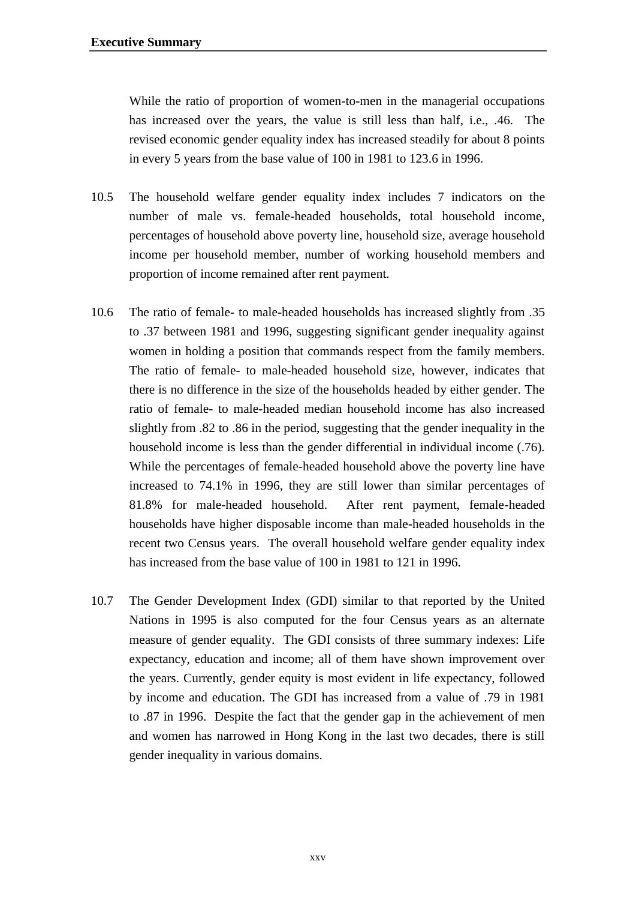While the ratio of proportion of women-to-men in the managerial occupations has increased over the years, the value is still less than half, i.e., .46. The revised economic gender equality index has increased steadily for about 8 points in every 5 years from the base value of 100 in 1981 to 123.6 in 1996.

10.5 The household welfare gender equality index includes 7 indicators on the number of male vs. female-headed households, total household income, percentages of household above poverty line, household size, average household income per household member, number of working household members and proportion of income remained after rent payment.

10.6 The ratio of female- to male-headed households has increased slightly from .35 to .37 between 1981 and 1996, suggesting significant gender inequality against women in holding a position that commands respect from the family members. The ratio of female- to male-headed household size, however, indicates that there is no difference in the size of the households headed by either gender. The ratio of female- to male-headed median household income has also increased slightly from .82 to .86 in the period, suggesting that the gender inequality in the household income is less than the gender differential in individual income (.76). While the percentages of female-headed household above the poverty line have increased to 74.1% in 1996, they are still lower than similar percentages of 81.8% for male-headed household. After rent payment, female-headed households have higher disposable income than male-headed households in the recent two Census years. The overall household welfare gender equality index has increased from the base value of 100 in 1981 to 121 in 1996.

10.7 The Gender Development Index (GDI) similar to that reported by the United Nations in 1995 is also computed for the four Census years as an alternate measure of gender equality. The GDI consists of three summary indexes: Life expectancy, education and income; all of them have shown improvement over the years. Currently, gender equity is most evident in life expectancy, followed by income and education. The GDI has increased from a value of .79 in 1981 to .87 in 1996. Despite the fact that the gender gap in the achievement of men and women has narrowed in Hong Kong in the last two decades, there is still gender inequality in various domains.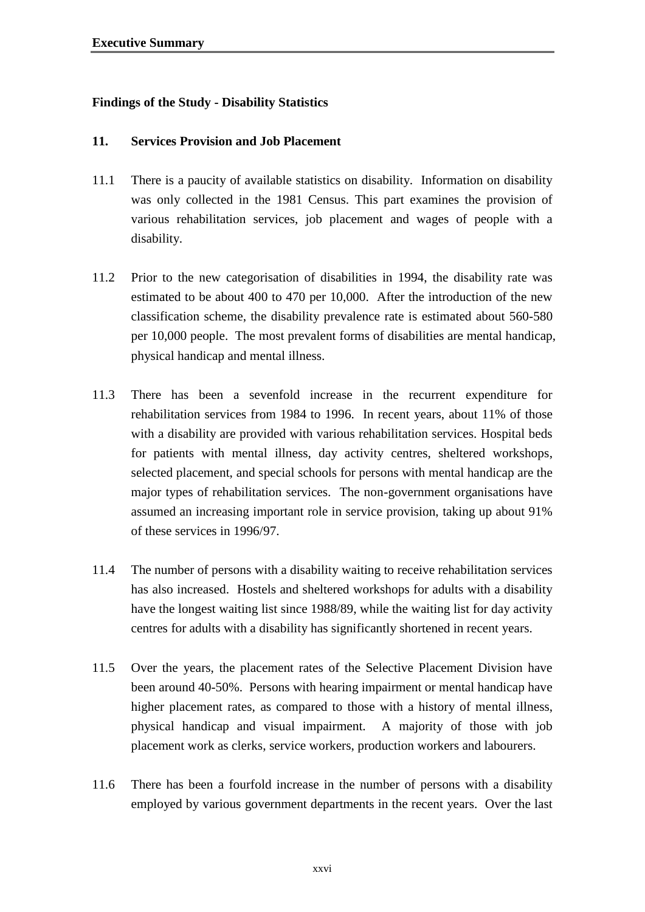## Findings of the Study - Disability Statistics

### 11. Services Provision and Job Placement

11.1 There is a paucity of available statistics on disability. Information on disability was only collected in the 1981 Census. This part examines the provision of various rehabilitation services, job placement and wages of people with a disability.

11.2 Prior to the new categorisation of disabilities in 1994, the disability rate was estimated to be about 400 to 470 per 10,000. After the introduction of the new classification scheme, the disability prevalence rate is estimated about 560-580 per 10,000 people. The most prevalent forms of disabilities are mental handicap, physical handicap and mental illness.

11.3 There has been a sevenfold increase in the recurrent expenditure for rehabilitation services from 1984 to 1996. In recent years, about 11% of those with a disability are provided with various rehabilitation services. Hospital beds for patients with mental illness, day activity centres, sheltered workshops, selected placement, and special schools for persons with mental handicap are the major types of rehabilitation services. The non-government organisations have assumed an increasing important role in service provision, taking up about 91% of these services in 1996/97.

11.4 The number of persons with a disability waiting to receive rehabilitation services has also increased. Hostels and sheltered workshops for adults with a disability have the longest waiting list since 1988/89, while the waiting list for day activity centres for adults with a disability has significantly shortened in recent years.

11.5 Over the years, the placement rates of the Selective Placement Division have been around 40-50%. Persons with hearing impairment or mental handicap have higher placement rates, as compared to those with a history of mental illness, physical handicap and visual impairment. A majority of those with job placement work as clerks, service workers, production workers and labourers.

11.6 There has been a fourfold increase in the number of persons with a disability employed by various government departments in the recent years. Over the last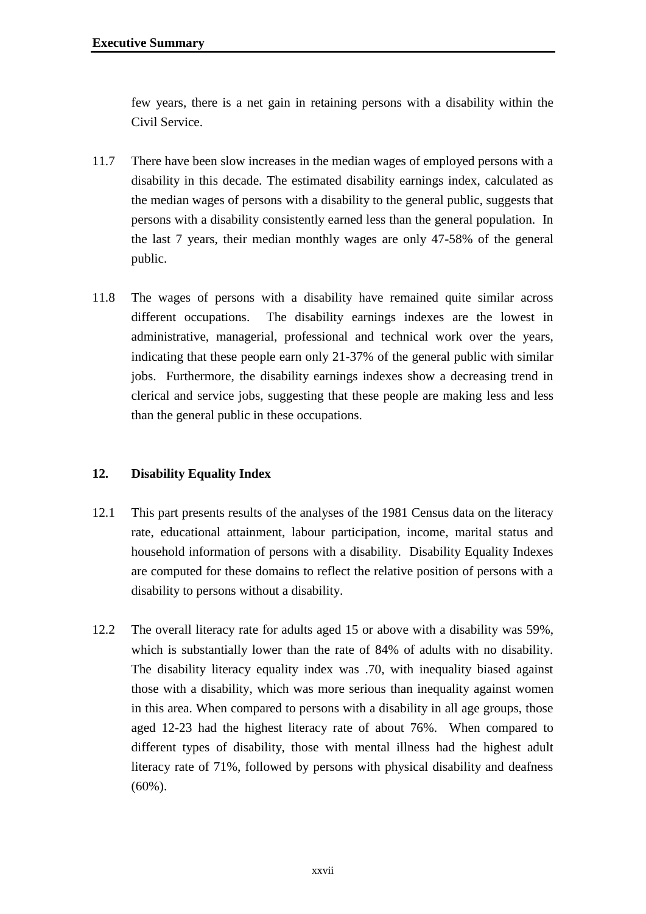few years, there is a net gain in retaining persons with a disability within the Civil Service.

11.7 There have been slow increases in the median wages of employed persons with a disability in this decade. The estimated disability earnings index, calculated as the median wages of persons with a disability to the general public, suggests that persons with a disability consistently earned less than the general population. In the last 7 years, their median monthly wages are only 47-58% of the general public.

11.8 The wages of persons with a disability have remained quite similar across different occupations. The disability earnings indexes are the lowest in administrative, managerial, professional and technical work over the years, indicating that these people earn only 21-37% of the general public with similar jobs. Furthermore, the disability earnings indexes show a decreasing trend in clerical and service jobs, suggesting that these people are making less and less than the general public in these occupations.

## 12. Disability Equality Index

12.1 This part presents results of the analyses of the 1981 Census data on the literacy rate, educational attainment, labour participation, income, marital status and household information of persons with a disability. Disability Equality Indexes are computed for these domains to reflect the relative position of persons with a disability to persons without a disability.

12.2 The overall literacy rate for adults aged 15 or above with a disability was 59%, which is substantially lower than the rate of 84% of adults with no disability. The disability literacy equality index was .70, with inequality biased against those with a disability, which was more serious than inequality against women in this area. When compared to persons with a disability in all age groups, those aged 12-23 had the highest literacy rate of about 76%. When compared to different types of disability, those with mental illness had the highest adult literacy rate of 71%, followed by persons with physical disability and deafness (60%).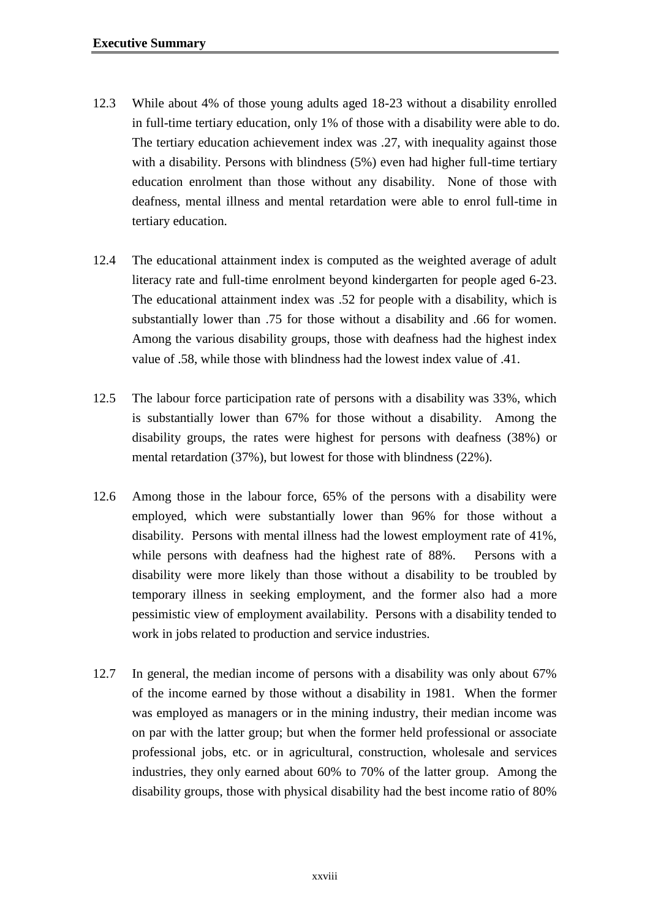12.3 While about 4% of those young adults aged 18-23 without a disability enrolled in full-time tertiary education, only 1% of those with a disability were able to do. The tertiary education achievement index was .27, with inequality against those with a disability. Persons with blindness (5%) even had higher full-time tertiary education enrolment than those without any disability. None of those with deafness, mental illness and mental retardation were able to enrol full-time in tertiary education.

12.4 The educational attainment index is computed as the weighted average of adult literacy rate and full-time enrolment beyond kindergarten for people aged 6-23. The educational attainment index was .52 for people with a disability, which is substantially lower than .75 for those without a disability and .66 for women. Among the various disability groups, those with deafness had the highest index value of .58, while those with blindness had the lowest index value of .41.

12.5 The labour force participation rate of persons with a disability was 33%, which is substantially lower than 67% for those without a disability. Among the disability groups, the rates were highest for persons with deafness (38%) or mental retardation (37%), but lowest for those with blindness (22%).

12.6 Among those in the labour force, 65% of the persons with a disability were employed, which were substantially lower than 96% for those without a disability. Persons with mental illness had the lowest employment rate of 41%, while persons with deafness had the highest rate of 88%. Persons with a disability were more likely than those without a disability to be troubled by temporary illness in seeking employment, and the former also had a more pessimistic view of employment availability. Persons with a disability tended to work in jobs related to production and service industries.

12.7 In general, the median income of persons with a disability was only about 67% of the income earned by those without a disability in 1981. When the former was employed as managers or in the mining industry, their median income was on par with the latter group; but when the former held professional or associate professional jobs, etc. or in agricultural, construction, wholesale and services industries, they only earned about 60% to 70% of the latter group. Among the disability groups, those with physical disability had the best income ratio of 80%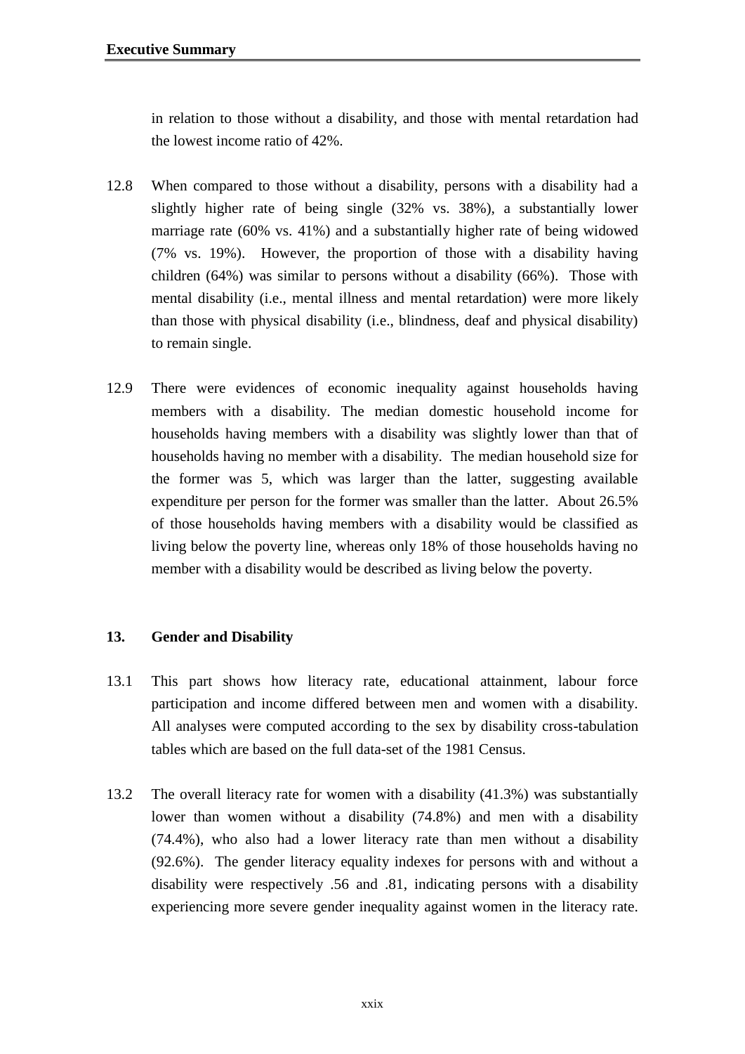in relation to those without a disability, and those with mental retardation had the lowest income ratio of 42%.

12.8 When compared to those without a disability, persons with a disability had a slightly higher rate of being single (32% vs. 38%), a substantially lower marriage rate (60% vs. 41%) and a substantially higher rate of being widowed (7% vs. 19%). However, the proportion of those with a disability having children (64%) was similar to persons without a disability (66%). Those with mental disability (i.e., mental illness and mental retardation) were more likely than those with physical disability (i.e., blindness, deaf and physical disability) to remain single.

12.9 There were evidences of economic inequality against households having members with a disability. The median domestic household income for households having members with a disability was slightly lower than that of households having no member with a disability. The median household size for the former was 5, which was larger than the latter, suggesting available expenditure per person for the former was smaller than the latter. About 26.5% of those households having members with a disability would be classified as living below the poverty line, whereas only 18% of those households having no member with a disability would be described as living below the poverty.

## 13. Gender and Disability

13.1 This part shows how literacy rate, educational attainment, labour force participation and income differed between men and women with a disability. All analyses were computed according to the sex by disability cross-tabulation tables which are based on the full data-set of the 1981 Census.

13.2 The overall literacy rate for women with a disability (41.3%) was substantially lower than women without a disability (74.8%) and men with a disability (74.4%), who also had a lower literacy rate than men without a disability (92.6%). The gender literacy equality indexes for persons with and without a disability were respectively .56 and .81, indicating persons with a disability experiencing more severe gender inequality against women in the literacy rate.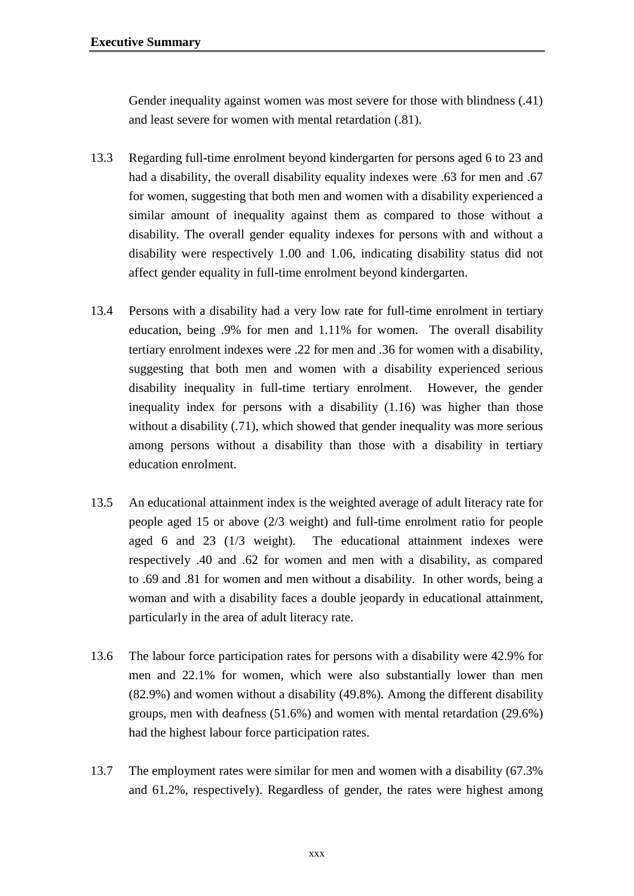Gender inequality against women was most severe for those with blindness (.41) and least severe for women with mental retardation (.81).

13.3 Regarding full-time enrolment beyond kindergarten for persons aged 6 to 23 and had a disability, the overall disability equality indexes were .63 for men and .67 for women, suggesting that both men and women with a disability experienced a similar amount of inequality against them as compared to those without a disability. The overall gender equality indexes for persons with and without a disability were respectively 1.00 and 1.06, indicating disability status did not affect gender equality in full-time enrolment beyond kindergarten.

13.4 Persons with a disability had a very low rate for full-time enrolment in tertiary education, being .9% for men and 1.11% for women. The overall disability tertiary enrolment indexes were .22 for men and .36 for women with a disability, suggesting that both men and women with a disability experienced serious disability inequality in full-time tertiary enrolment. However, the gender inequality index for persons with a disability (1.16) was higher than those without a disability (.71), which showed that gender inequality was more serious among persons without a disability than those with a disability in tertiary education enrolment.

13.5 An educational attainment index is the weighted average of adult literacy rate for people aged 15 or above (2/3 weight) and full-time enrolment ratio for people aged 6 and 23 (1/3 weight). The educational attainment indexes were respectively .40 and .62 for women and men with a disability, as compared to .69 and .81 for women and men without a disability. In other words, being a woman and with a disability faces a double jeopardy in educational attainment, particularly in the area of adult literacy rate.

13.6 The labour force participation rates for persons with a disability were 42.9% for men and 22.1% for women, which were also substantially lower than men (82.9%) and women without a disability (49.8%). Among the different disability groups, men with deafness (51.6%) and women with mental retardation (29.6%) had the highest labour force participation rates.

13.7 The employment rates were similar for men and women with a disability (67.3% and 61.2%, respectively). Regardless of gender, the rates were highest among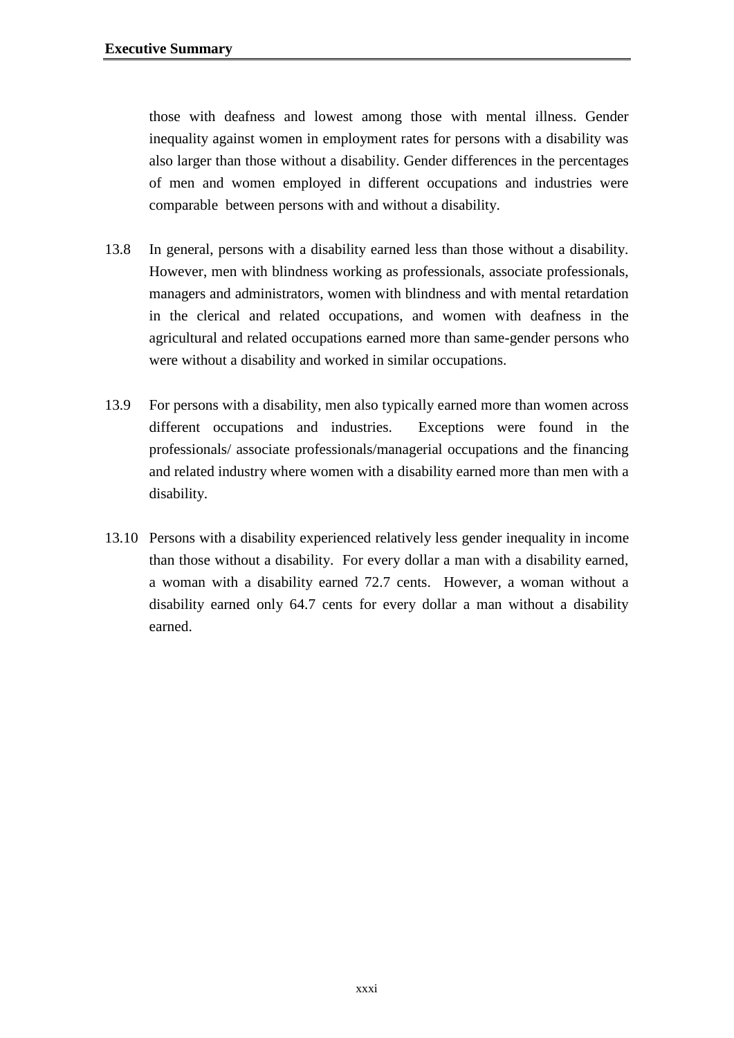those with deafness and lowest among those with mental illness. Gender inequality against women in employment rates for persons with a disability was also larger than those without a disability. Gender differences in the percentages of men and women employed in different occupations and industries were comparable between persons with and without a disability.

13.8 In general, persons with a disability earned less than those without a disability. However, men with blindness working as professionals, associate professionals, managers and administrators, women with blindness and with mental retardation in the clerical and related occupations, and women with deafness in the agricultural and related occupations earned more than same-gender persons who were without a disability and worked in similar occupations.

13.9 For persons with a disability, men also typically earned more than women across different occupations and industries. Exceptions were found in the professionals/ associate professionals/managerial occupations and the financing and related industry where women with a disability earned more than men with a disability.

13.10 Persons with a disability experienced relatively less gender inequality in income than those without a disability. For every dollar a man with a disability earned, a woman with a disability earned 72.7 cents. However, a woman without a disability earned only 64.7 cents for every dollar a man without a disability earned.